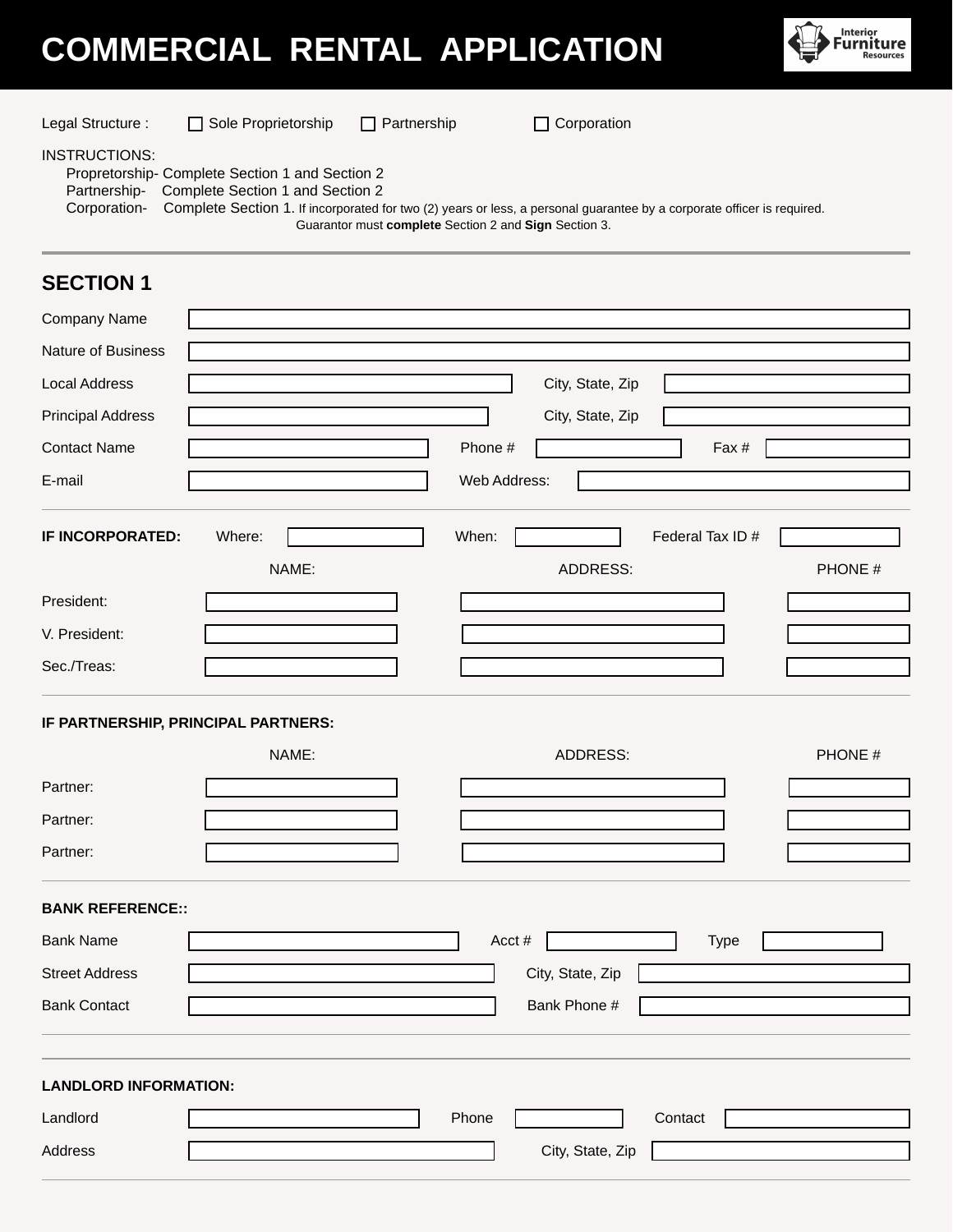# COMMERCIAL RENTAL APPLICATION

Interior Furniture Resources

Legal Structure : ☐ Sole Proprietorship ☐ Partnership ☐ Corporation

INSTRUCTIONS:

- Propretorship- Complete Section 1 and Section 2
- Partnership- Complete Section 1 and Section 2
- Corporation- Complete Section 1. If incorporated for two (2) years or less, a personal guarantee by a corporate officer is required. Guarantor must **complete** Section 2 and **Sign** Section 3.

---

## SECTION 1

Company Name: ______________________

Nature of Business: ______________________

Local Address: ______________________ City, State, Zip: ______________________

Principal Address: ______________________ City, State, Zip: ______________________

Contact Name: ______________________ Phone #: ______________________ Fax #: ______________________

E-mail: ______________________ Web Address: ______________________

---

**IF INCORPORATED:** Where: ______________________ When: ______________________ Federal Tax ID #: ______________________

| | NAME: | ADDRESS: | PHONE # |
|---|---|---|---|
| President: | | | |
| V. President: | | | |
| Sec./Treas: | | | |

---

**IF PARTNERSHIP, PRINCIPAL PARTNERS:**

| | NAME: | ADDRESS: | PHONE # |
|---|---|---|---|
| Partner: | | | |
| Partner: | | | |
| Partner: | | | |

---

**BANK REFERENCE::**

Bank Name: ______________________ Acct #: ______________________ Type: ______________________

Street Address: ______________________ City, State, Zip: ______________________

Bank Contact: ______________________ Bank Phone #: ______________________

---

**LANDLORD INFORMATION:**

Landlord: ______________________ Phone: ______________________ Contact: ______________________

Address: ______________________ City, State, Zip: ______________________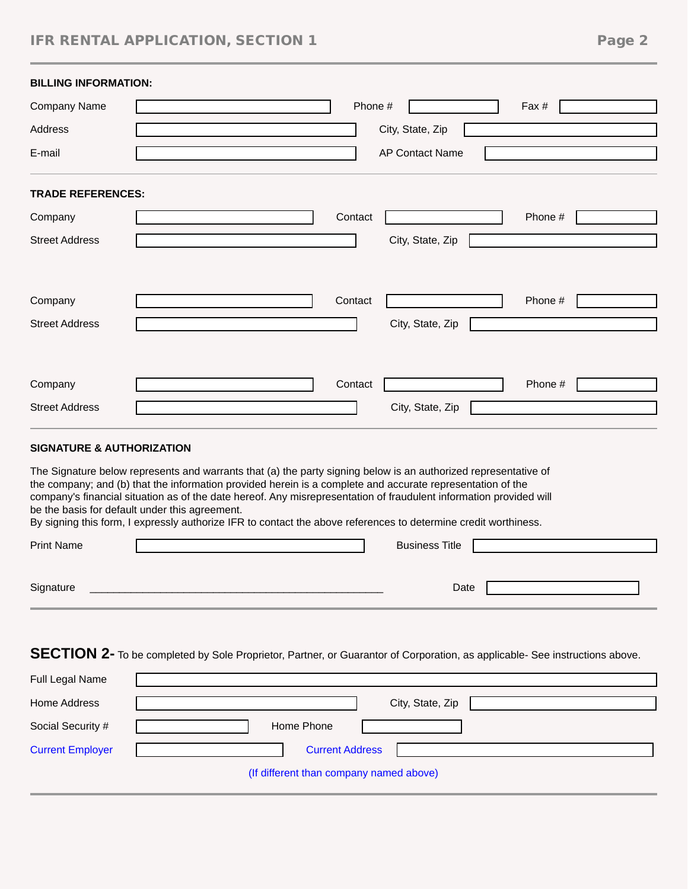**BILLING INFORMATION:**

Company Name ______________ Phone # ______________ Fax # ______________

Address ______________ City, State, Zip ______________

E-mail ______________ AP Contact Name ______________

**TRADE REFERENCES:**

Company ______________ Contact ______________ Phone # ______________

Street Address ______________ City, State, Zip ______________

Company ______________ Contact ______________ Phone # ______________

Street Address ______________ City, State, Zip ______________

Company ______________ Contact ______________ Phone # ______________

Street Address ______________ City, State, Zip ______________

**SIGNATURE & AUTHORIZATION**

The Signature below represents and warrants that (a) the party signing below is an authorized representative of the company; and (b) that the information provided herein is a complete and accurate representation of the company's financial situation as of the date hereof. Any misrepresentation of fraudulent information provided will be the basis for default under this agreement.
By signing this form, I expressly authorize IFR to contact the above references to determine credit worthiness.

Print Name ______________ Business Title ______________

Signature ___________________________________________________ Date ______________

## SECTION 2- To be completed by Sole Proprietor, Partner, or Guarantor of Corporation, as applicable- See instructions above.

Full Legal Name ______________

Home Address ______________ City, State, Zip ______________

Social Security # ______________ Home Phone ______________

Current Employer ______________ Current Address ______________

(If different than company named above)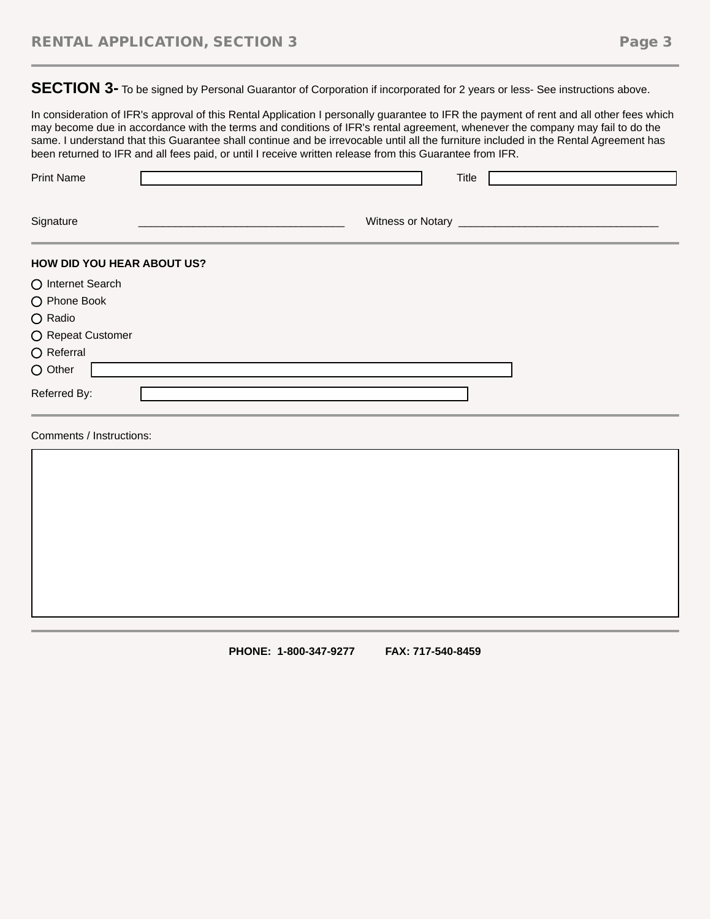## SECTION 3- To be signed by Personal Guarantor of Corporation if incorporated for 2 years or less- See instructions above.

In consideration of IFR's approval of this Rental Application I personally guarantee to IFR the payment of rent and all other fees which may become due in accordance with the terms and conditions of IFR's rental agreement, whenever the company may fail to do the same. I understand that this Guarantee shall continue and be irrevocable until all the furniture included in the Rental Agreement has been returned to IFR and all fees paid, or until I receive written release from this Guarantee from IFR.

Print Name ____________________ Title ____________________

Signature ________________________________ Witness or Notary ________________________________

**HOW DID YOU HEAR ABOUT US?**

- ○ Internet Search
- ○ Phone Book
- ○ Radio
- ○ Repeat Customer
- ○ Referral
- ○ Other ____________________

Referred By: ____________________

Comments / Instructions:

**PHONE: 1-800-347-9277** **FAX: 717-540-8459**